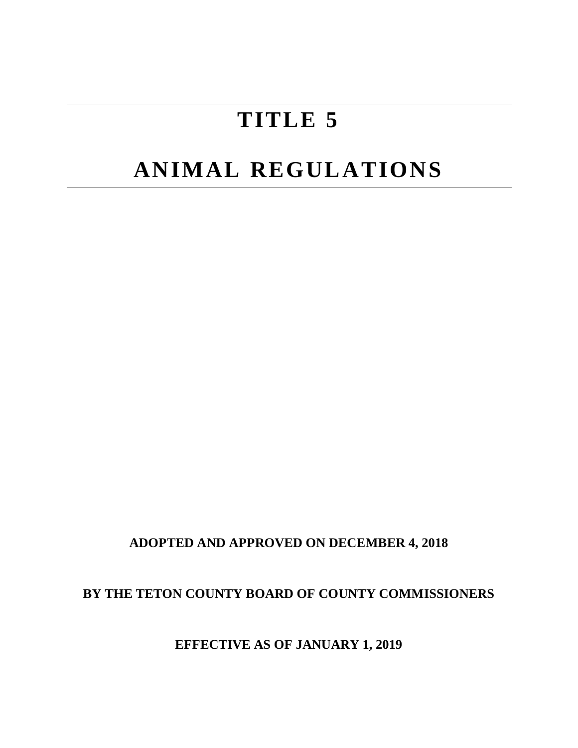# TITLE 5

# ANIMAL REGULATIONS

**ADOPTED AND APPROVED ON DECEMBER 4, 2018**

**BY THE TETON COUNTY BOARD OF COUNTY COMMISSIONERS**

**EFFECTIVE AS OF JANUARY 1, 2019**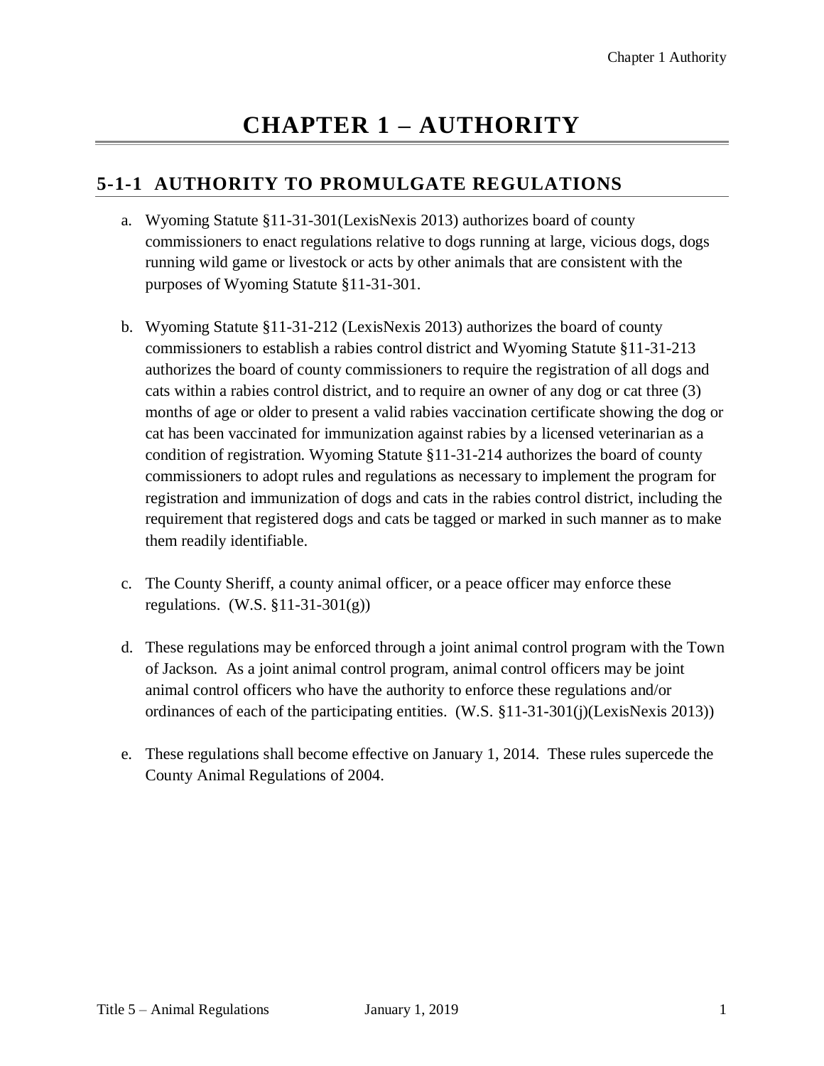# CHAPTER 1 – AUTHORITY

## 5-1-1 AUTHORITY TO PROMULGATE REGULATIONS

a. Wyoming Statute §11-31-301(LexisNexis 2013) authorizes board of county commissioners to enact regulations relative to dogs running at large, vicious dogs, dogs running wild game or livestock or acts by other animals that are consistent with the purposes of Wyoming Statute §11-31-301.

b. Wyoming Statute §11-31-212 (LexisNexis 2013) authorizes the board of county commissioners to establish a rabies control district and Wyoming Statute §11-31-213 authorizes the board of county commissioners to require the registration of all dogs and cats within a rabies control district, and to require an owner of any dog or cat three (3) months of age or older to present a valid rabies vaccination certificate showing the dog or cat has been vaccinated for immunization against rabies by a licensed veterinarian as a condition of registration. Wyoming Statute §11-31-214 authorizes the board of county commissioners to adopt rules and regulations as necessary to implement the program for registration and immunization of dogs and cats in the rabies control district, including the requirement that registered dogs and cats be tagged or marked in such manner as to make them readily identifiable.

c. The County Sheriff, a county animal officer, or a peace officer may enforce these regulations. (W.S. §11-31-301(g))

d. These regulations may be enforced through a joint animal control program with the Town of Jackson. As a joint animal control program, animal control officers may be joint animal control officers who have the authority to enforce these regulations and/or ordinances of each of the participating entities. (W.S. §11-31-301(j)(LexisNexis 2013))

e. These regulations shall become effective on January 1, 2014. These rules supercede the County Animal Regulations of 2004.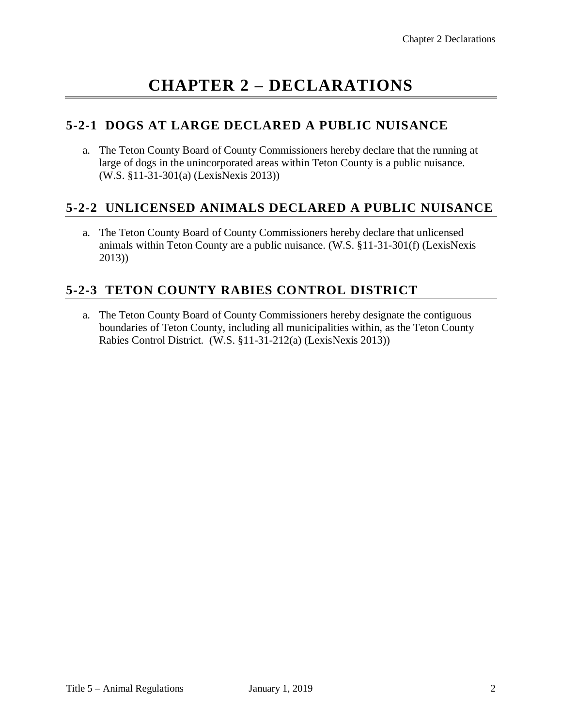# CHAPTER 2 – DECLARATIONS

## 5-2-1 DOGS AT LARGE DECLARED A PUBLIC NUISANCE

a. The Teton County Board of County Commissioners hereby declare that the running at large of dogs in the unincorporated areas within Teton County is a public nuisance. (W.S. §11-31-301(a) (LexisNexis 2013))

## 5-2-2 UNLICENSED ANIMALS DECLARED A PUBLIC NUISANCE

a. The Teton County Board of County Commissioners hereby declare that unlicensed animals within Teton County are a public nuisance. (W.S. §11-31-301(f) (LexisNexis 2013))

## 5-2-3 TETON COUNTY RABIES CONTROL DISTRICT

a. The Teton County Board of County Commissioners hereby designate the contiguous boundaries of Teton County, including all municipalities within, as the Teton County Rabies Control District. (W.S. §11-31-212(a) (LexisNexis 2013))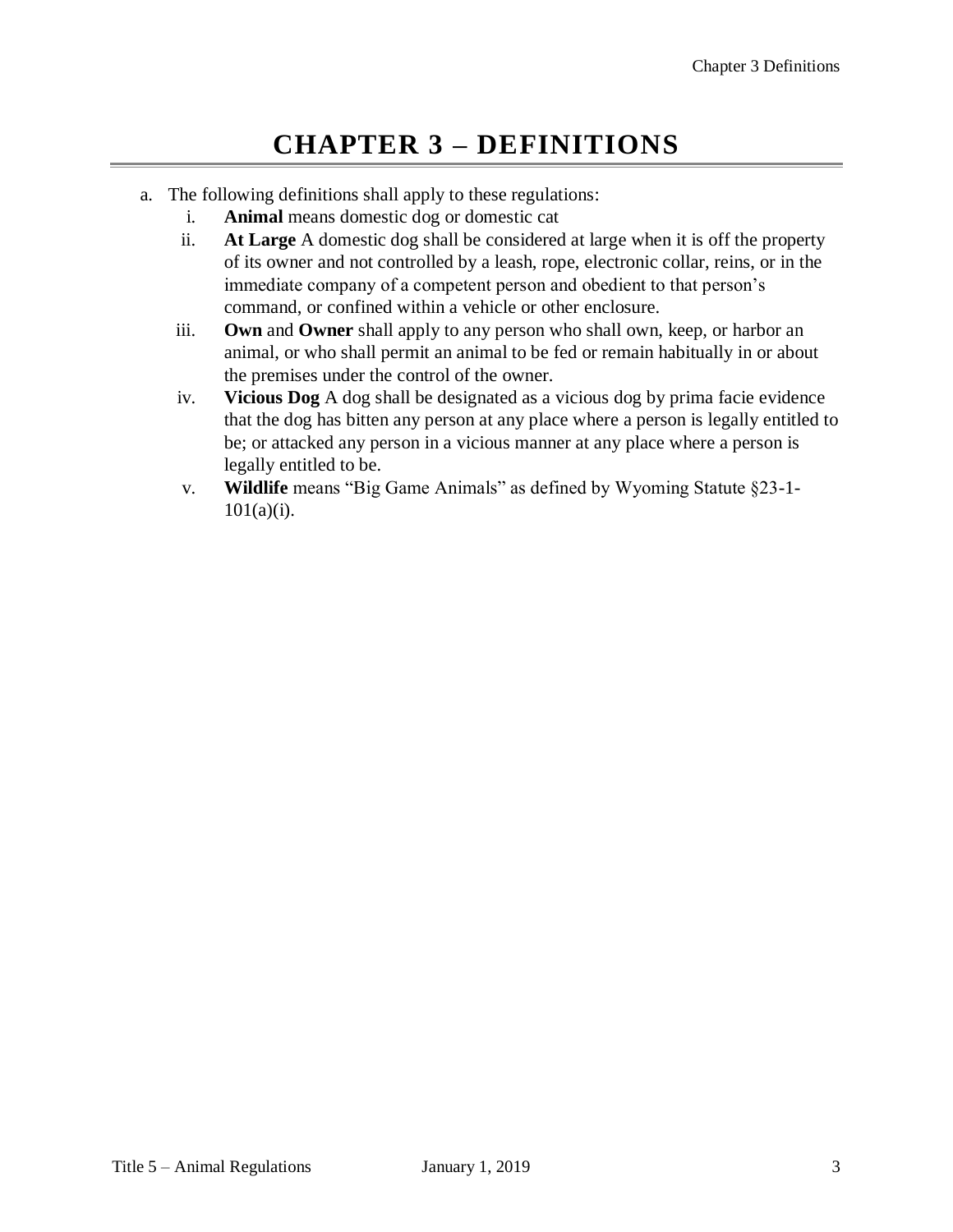# CHAPTER 3 – DEFINITIONS

a. The following definitions shall apply to these regulations:
   i. **Animal** means domestic dog or domestic cat
   ii. **At Large** A domestic dog shall be considered at large when it is off the property of its owner and not controlled by a leash, rope, electronic collar, reins, or in the immediate company of a competent person and obedient to that person's command, or confined within a vehicle or other enclosure.
   iii. **Own** and **Owner** shall apply to any person who shall own, keep, or harbor an animal, or who shall permit an animal to be fed or remain habitually in or about the premises under the control of the owner.
   iv. **Vicious Dog** A dog shall be designated as a vicious dog by prima facie evidence that the dog has bitten any person at any place where a person is legally entitled to be; or attacked any person in a vicious manner at any place where a person is legally entitled to be.
   v. **Wildlife** means "Big Game Animals" as defined by Wyoming Statute §23-1-101(a)(i).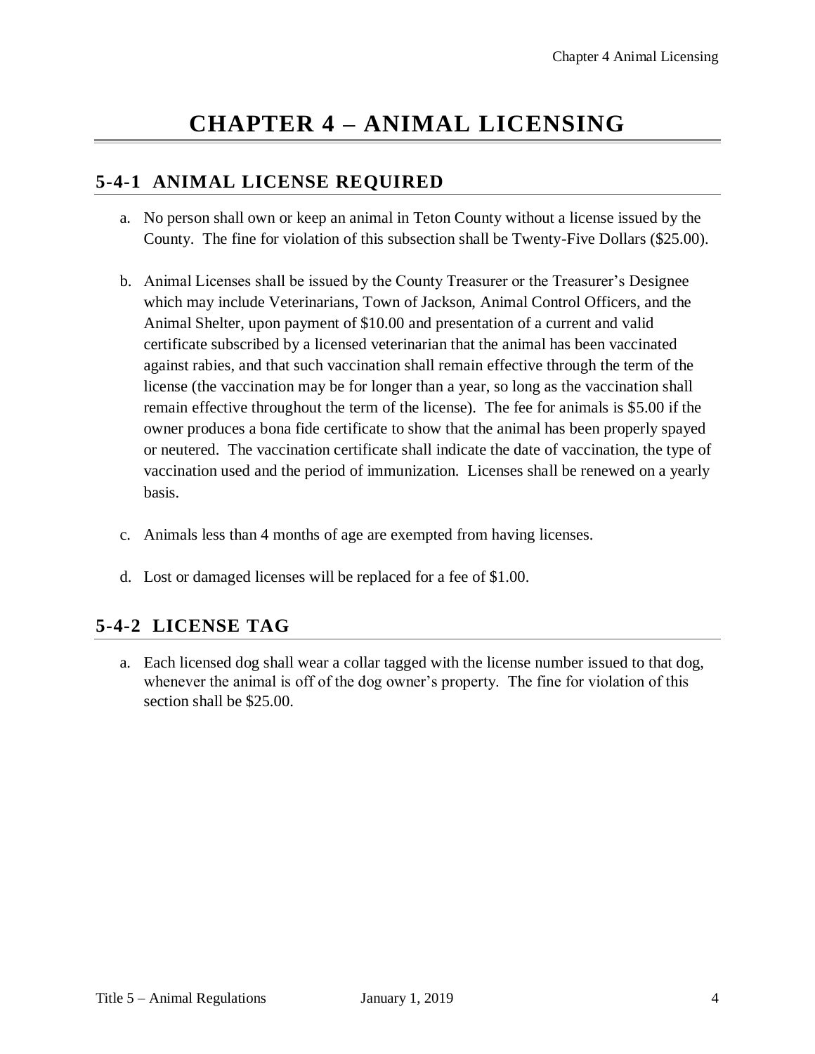# CHAPTER 4 – ANIMAL LICENSING

## 5-4-1 ANIMAL LICENSE REQUIRED

a. No person shall own or keep an animal in Teton County without a license issued by the County. The fine for violation of this subsection shall be Twenty-Five Dollars ($25.00).

b. Animal Licenses shall be issued by the County Treasurer or the Treasurer's Designee which may include Veterinarians, Town of Jackson, Animal Control Officers, and the Animal Shelter, upon payment of $10.00 and presentation of a current and valid certificate subscribed by a licensed veterinarian that the animal has been vaccinated against rabies, and that such vaccination shall remain effective through the term of the license (the vaccination may be for longer than a year, so long as the vaccination shall remain effective throughout the term of the license). The fee for animals is $5.00 if the owner produces a bona fide certificate to show that the animal has been properly spayed or neutered. The vaccination certificate shall indicate the date of vaccination, the type of vaccination used and the period of immunization. Licenses shall be renewed on a yearly basis.

c. Animals less than 4 months of age are exempted from having licenses.

d. Lost or damaged licenses will be replaced for a fee of $1.00.

## 5-4-2 LICENSE TAG

a. Each licensed dog shall wear a collar tagged with the license number issued to that dog, whenever the animal is off of the dog owner's property. The fine for violation of this section shall be $25.00.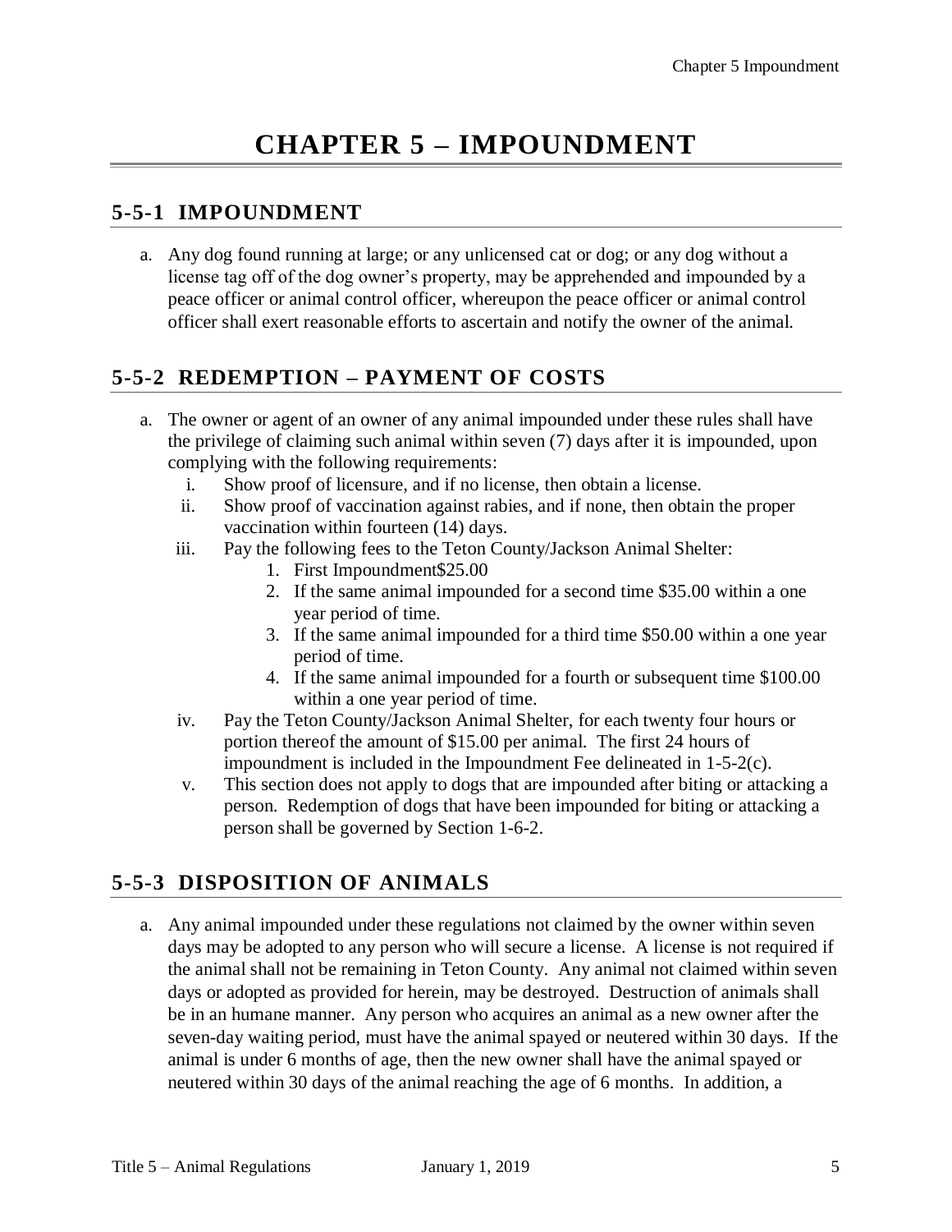# CHAPTER 5 – IMPOUNDMENT

## 5-5-1 IMPOUNDMENT

a. Any dog found running at large; or any unlicensed cat or dog; or any dog without a license tag off of the dog owner's property, may be apprehended and impounded by a peace officer or animal control officer, whereupon the peace officer or animal control officer shall exert reasonable efforts to ascertain and notify the owner of the animal.

## 5-5-2 REDEMPTION – PAYMENT OF COSTS

a. The owner or agent of an owner of any animal impounded under these rules shall have the privilege of claiming such animal within seven (7) days after it is impounded, upon complying with the following requirements:
   i. Show proof of licensure, and if no license, then obtain a license.
   ii. Show proof of vaccination against rabies, and if none, then obtain the proper vaccination within fourteen (14) days.
   iii. Pay the following fees to the Teton County/Jackson Animal Shelter:
      1. First Impoundment$25.00
      2. If the same animal impounded for a second time $35.00 within a one year period of time.
      3. If the same animal impounded for a third time $50.00 within a one year period of time.
      4. If the same animal impounded for a fourth or subsequent time $100.00 within a one year period of time.
   iv. Pay the Teton County/Jackson Animal Shelter, for each twenty four hours or portion thereof the amount of $15.00 per animal. The first 24 hours of impoundment is included in the Impoundment Fee delineated in 1-5-2(c).
   v. This section does not apply to dogs that are impounded after biting or attacking a person. Redemption of dogs that have been impounded for biting or attacking a person shall be governed by Section 1-6-2.

## 5-5-3 DISPOSITION OF ANIMALS

a. Any animal impounded under these regulations not claimed by the owner within seven days may be adopted to any person who will secure a license. A license is not required if the animal shall not be remaining in Teton County. Any animal not claimed within seven days or adopted as provided for herein, may be destroyed. Destruction of animals shall be in an humane manner. Any person who acquires an animal as a new owner after the seven-day waiting period, must have the animal spayed or neutered within 30 days. If the animal is under 6 months of age, then the new owner shall have the animal spayed or neutered within 30 days of the animal reaching the age of 6 months. In addition, a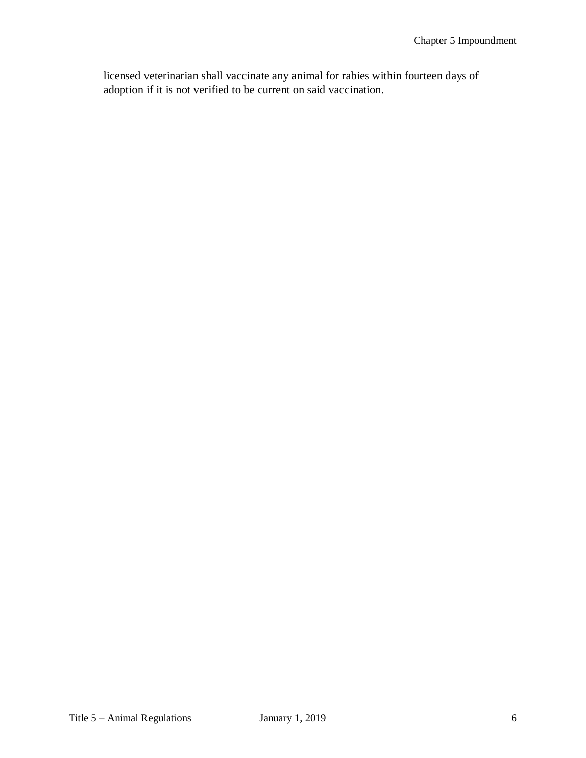licensed veterinarian shall vaccinate any animal for rabies within fourteen days of adoption if it is not verified to be current on said vaccination.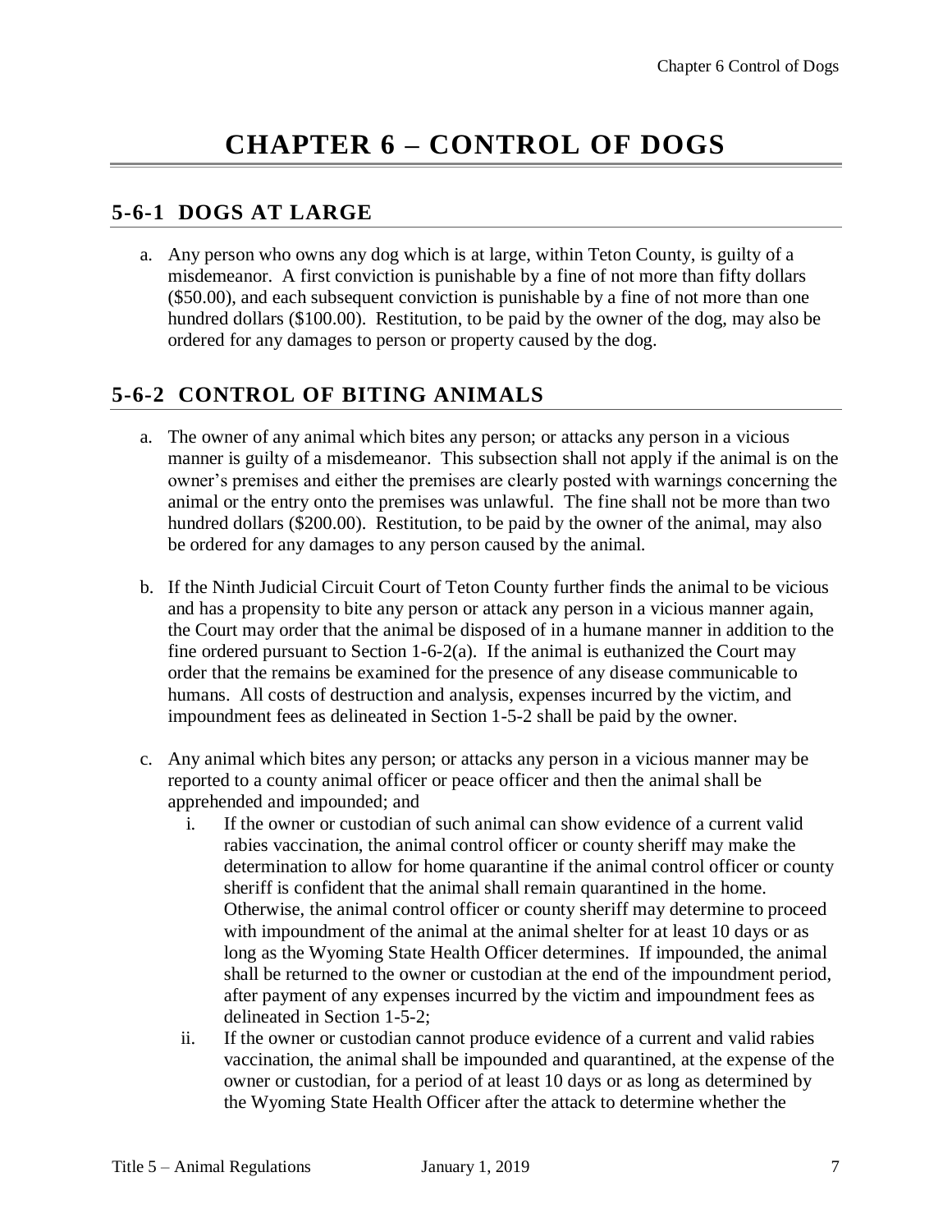# CHAPTER 6 – CONTROL OF DOGS

## 5-6-1 DOGS AT LARGE

a. Any person who owns any dog which is at large, within Teton County, is guilty of a misdemeanor. A first conviction is punishable by a fine of not more than fifty dollars ($50.00), and each subsequent conviction is punishable by a fine of not more than one hundred dollars ($100.00). Restitution, to be paid by the owner of the dog, may also be ordered for any damages to person or property caused by the dog.

## 5-6-2 CONTROL OF BITING ANIMALS

a. The owner of any animal which bites any person; or attacks any person in a vicious manner is guilty of a misdemeanor. This subsection shall not apply if the animal is on the owner's premises and either the premises are clearly posted with warnings concerning the animal or the entry onto the premises was unlawful. The fine shall not be more than two hundred dollars ($200.00). Restitution, to be paid by the owner of the animal, may also be ordered for any damages to any person caused by the animal.

b. If the Ninth Judicial Circuit Court of Teton County further finds the animal to be vicious and has a propensity to bite any person or attack any person in a vicious manner again, the Court may order that the animal be disposed of in a humane manner in addition to the fine ordered pursuant to Section 1-6-2(a). If the animal is euthanized the Court may order that the remains be examined for the presence of any disease communicable to humans. All costs of destruction and analysis, expenses incurred by the victim, and impoundment fees as delineated in Section 1-5-2 shall be paid by the owner.

c. Any animal which bites any person; or attacks any person in a vicious manner may be reported to a county animal officer or peace officer and then the animal shall be apprehended and impounded; and
   i. If the owner or custodian of such animal can show evidence of a current valid rabies vaccination, the animal control officer or county sheriff may make the determination to allow for home quarantine if the animal control officer or county sheriff is confident that the animal shall remain quarantined in the home. Otherwise, the animal control officer or county sheriff may determine to proceed with impoundment of the animal at the animal shelter for at least 10 days or as long as the Wyoming State Health Officer determines. If impounded, the animal shall be returned to the owner or custodian at the end of the impoundment period, after payment of any expenses incurred by the victim and impoundment fees as delineated in Section 1-5-2;
   ii. If the owner or custodian cannot produce evidence of a current and valid rabies vaccination, the animal shall be impounded and quarantined, at the expense of the owner or custodian, for a period of at least 10 days or as long as determined by the Wyoming State Health Officer after the attack to determine whether the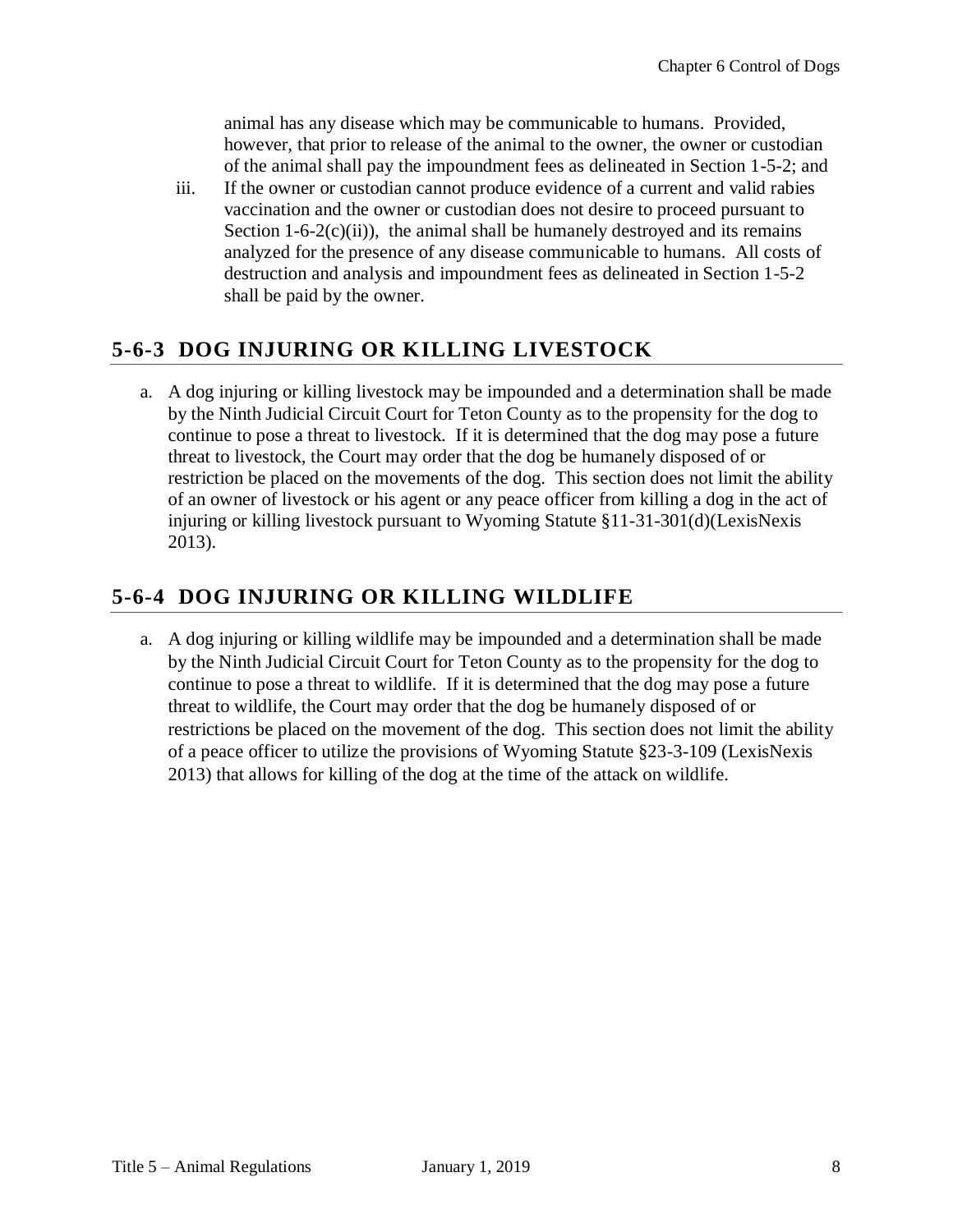animal has any disease which may be communicable to humans. Provided, however, that prior to release of the animal to the owner, the owner or custodian of the animal shall pay the impoundment fees as delineated in Section 1-5-2; and

iii. If the owner or custodian cannot produce evidence of a current and valid rabies vaccination and the owner or custodian does not desire to proceed pursuant to Section 1-6-2(c)(ii)), the animal shall be humanely destroyed and its remains analyzed for the presence of any disease communicable to humans. All costs of destruction and analysis and impoundment fees as delineated in Section 1-5-2 shall be paid by the owner.

## 5-6-3 DOG INJURING OR KILLING LIVESTOCK

a. A dog injuring or killing livestock may be impounded and a determination shall be made by the Ninth Judicial Circuit Court for Teton County as to the propensity for the dog to continue to pose a threat to livestock. If it is determined that the dog may pose a future threat to livestock, the Court may order that the dog be humanely disposed of or restriction be placed on the movements of the dog. This section does not limit the ability of an owner of livestock or his agent or any peace officer from killing a dog in the act of injuring or killing livestock pursuant to Wyoming Statute §11-31-301(d)(LexisNexis 2013).

## 5-6-4 DOG INJURING OR KILLING WILDLIFE

a. A dog injuring or killing wildlife may be impounded and a determination shall be made by the Ninth Judicial Circuit Court for Teton County as to the propensity for the dog to continue to pose a threat to wildlife. If it is determined that the dog may pose a future threat to wildlife, the Court may order that the dog be humanely disposed of or restrictions be placed on the movement of the dog. This section does not limit the ability of a peace officer to utilize the provisions of Wyoming Statute §23-3-109 (LexisNexis 2013) that allows for killing of the dog at the time of the attack on wildlife.